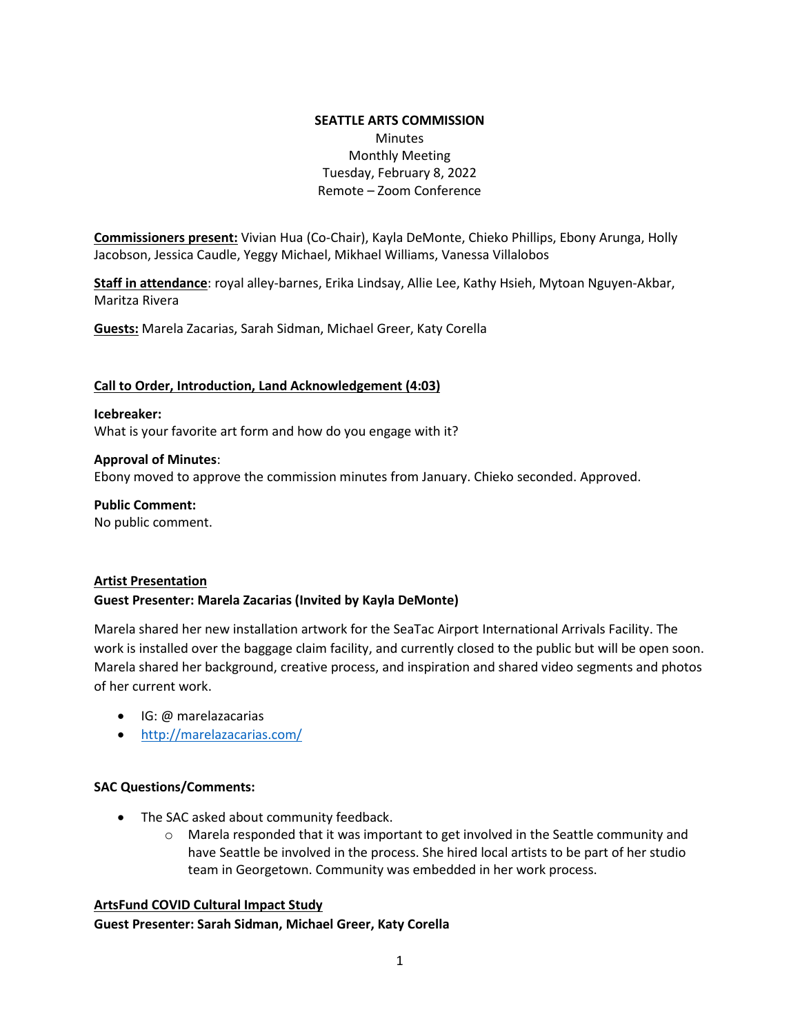**SEATTLE ARTS COMMISSION**

Minutes
Monthly Meeting
Tuesday, February 8, 2022
Remote – Zoom Conference

**Commissioners present:** Vivian Hua (Co-Chair), Kayla DeMonte, Chieko Phillips, Ebony Arunga, Holly Jacobson, Jessica Caudle, Yeggy Michael, Mikhael Williams, Vanessa Villalobos

**Staff in attendance**: royal alley-barnes, Erika Lindsay, Allie Lee, Kathy Hsieh, Mytoan Nguyen-Akbar, Maritza Rivera

**Guests:** Marela Zacarias, Sarah Sidman, Michael Greer, Katy Corella

**Call to Order, Introduction, Land Acknowledgement (4:03)**

**Icebreaker:**
What is your favorite art form and how do you engage with it?

**Approval of Minutes**:
Ebony moved to approve the commission minutes from January. Chieko seconded. Approved.

**Public Comment:**
No public comment.

**Artist Presentation**

**Guest Presenter: Marela Zacarias (Invited by Kayla DeMonte)**

Marela shared her new installation artwork for the SeaTac Airport International Arrivals Facility. The work is installed over the baggage claim facility, and currently closed to the public but will be open soon. Marela shared her background, creative process, and inspiration and shared video segments and photos of her current work.

- IG: @ marelazacarias
- http://marelazacarias.com/

**SAC Questions/Comments:**

- The SAC asked about community feedback.
  - Marela responded that it was important to get involved in the Seattle community and have Seattle be involved in the process. She hired local artists to be part of her studio team in Georgetown. Community was embedded in her work process.

**ArtsFund COVID Cultural Impact Study**

**Guest Presenter: Sarah Sidman, Michael Greer, Katy Corella**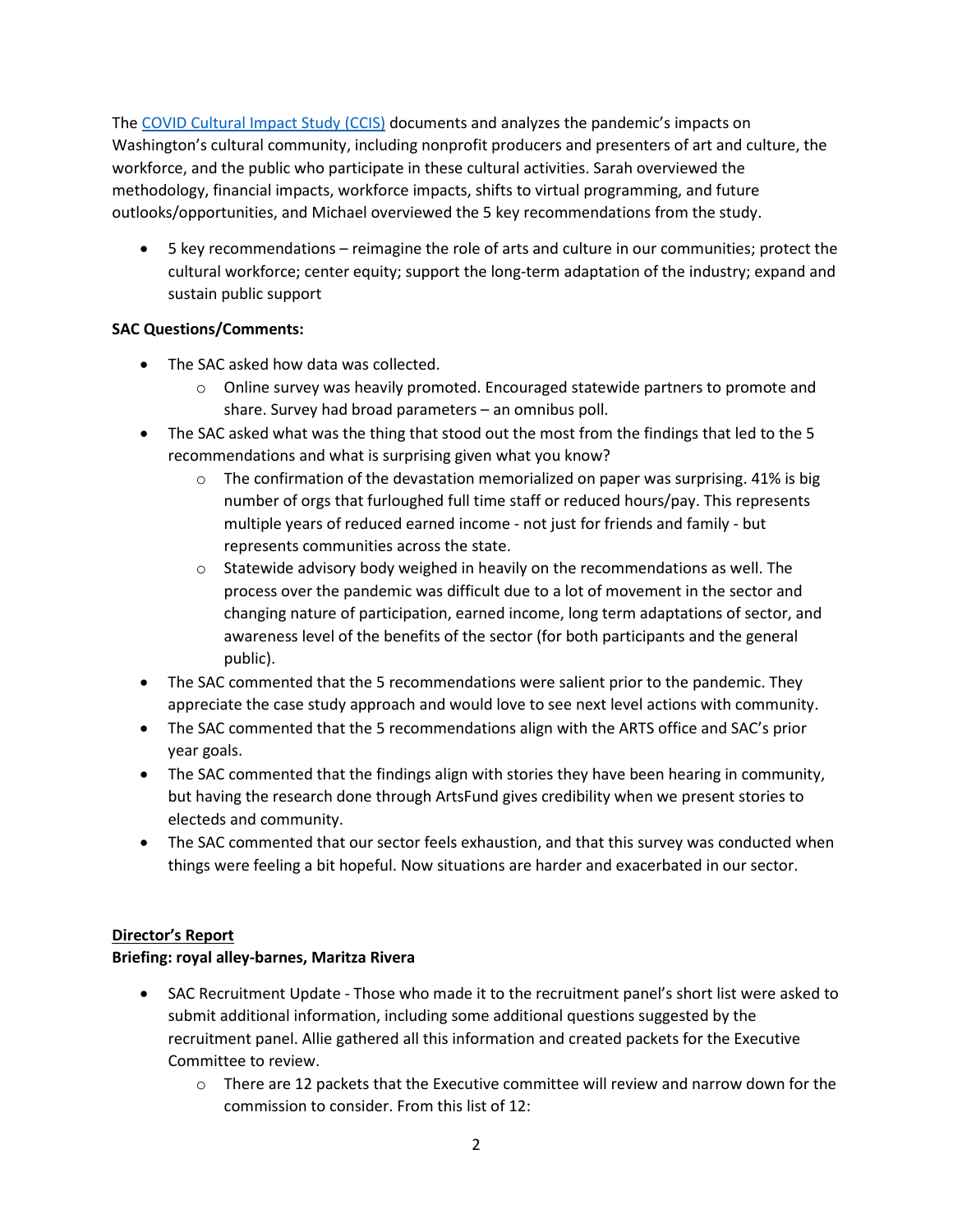The [COVID Cultural Impact Study (CCIS)]() documents and analyzes the pandemic's impacts on Washington's cultural community, including nonprofit producers and presenters of art and culture, the workforce, and the public who participate in these cultural activities. Sarah overviewed the methodology, financial impacts, workforce impacts, shifts to virtual programming, and future outlooks/opportunities, and Michael overviewed the 5 key recommendations from the study.

- 5 key recommendations – reimagine the role of arts and culture in our communities; protect the cultural workforce; center equity; support the long-term adaptation of the industry; expand and sustain public support

**SAC Questions/Comments:**

- The SAC asked how data was collected.
    - Online survey was heavily promoted. Encouraged statewide partners to promote and share. Survey had broad parameters – an omnibus poll.
- The SAC asked what was the thing that stood out the most from the findings that led to the 5 recommendations and what is surprising given what you know?
    - The confirmation of the devastation memorialized on paper was surprising. 41% is big number of orgs that furloughed full time staff or reduced hours/pay. This represents multiple years of reduced earned income - not just for friends and family - but represents communities across the state.
    - Statewide advisory body weighed in heavily on the recommendations as well. The process over the pandemic was difficult due to a lot of movement in the sector and changing nature of participation, earned income, long term adaptations of sector, and awareness level of the benefits of the sector (for both participants and the general public).
- The SAC commented that the 5 recommendations were salient prior to the pandemic. They appreciate the case study approach and would love to see next level actions with community.
- The SAC commented that the 5 recommendations align with the ARTS office and SAC's prior year goals.
- The SAC commented that the findings align with stories they have been hearing in community, but having the research done through ArtsFund gives credibility when we present stories to electeds and community.
- The SAC commented that our sector feels exhaustion, and that this survey was conducted when things were feeling a bit hopeful. Now situations are harder and exacerbated in our sector.

**Director's Report**

**Briefing: royal alley-barnes, Maritza Rivera**

- SAC Recruitment Update - Those who made it to the recruitment panel's short list were asked to submit additional information, including some additional questions suggested by the recruitment panel. Allie gathered all this information and created packets for the Executive Committee to review.
    - There are 12 packets that the Executive committee will review and narrow down for the commission to consider. From this list of 12: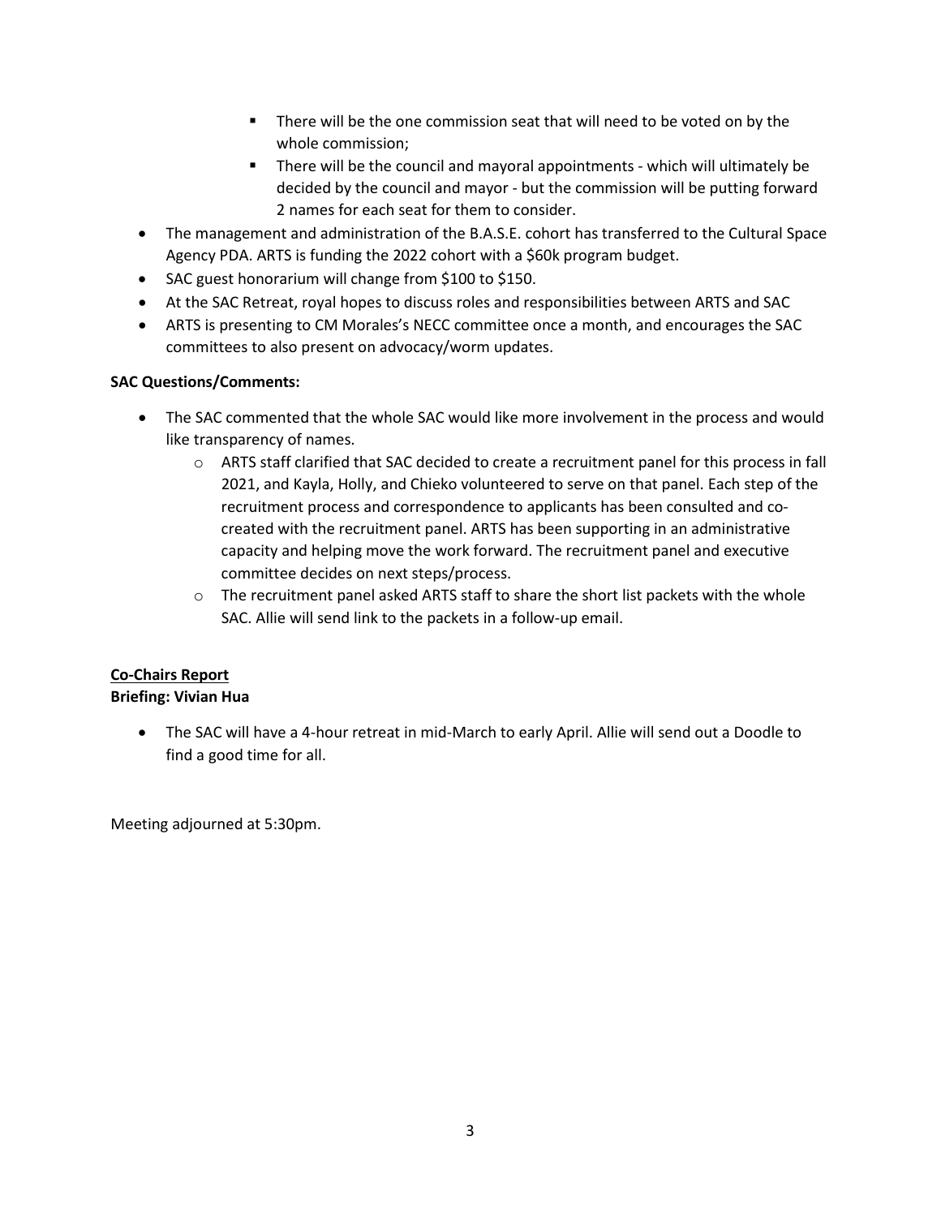- There will be the one commission seat that will need to be voted on by the whole commission;
   - There will be the council and mayoral appointments - which will ultimately be decided by the council and mayor - but the commission will be putting forward 2 names for each seat for them to consider.
- The management and administration of the B.A.S.E. cohort has transferred to the Cultural Space Agency PDA. ARTS is funding the 2022 cohort with a $60k program budget.
- SAC guest honorarium will change from $100 to $150.
- At the SAC Retreat, royal hopes to discuss roles and responsibilities between ARTS and SAC
- ARTS is presenting to CM Morales's NECC committee once a month, and encourages the SAC committees to also present on advocacy/worm updates.

**SAC Questions/Comments:**

- The SAC commented that the whole SAC would like more involvement in the process and would like transparency of names.
   - ARTS staff clarified that SAC decided to create a recruitment panel for this process in fall 2021, and Kayla, Holly, and Chieko volunteered to serve on that panel. Each step of the recruitment process and correspondence to applicants has been consulted and co-created with the recruitment panel. ARTS has been supporting in an administrative capacity and helping move the work forward. The recruitment panel and executive committee decides on next steps/process.
   - The recruitment panel asked ARTS staff to share the short list packets with the whole SAC. Allie will send link to the packets in a follow-up email.

**Co-Chairs Report**

**Briefing: Vivian Hua**

- The SAC will have a 4-hour retreat in mid-March to early April. Allie will send out a Doodle to find a good time for all.

Meeting adjourned at 5:30pm.